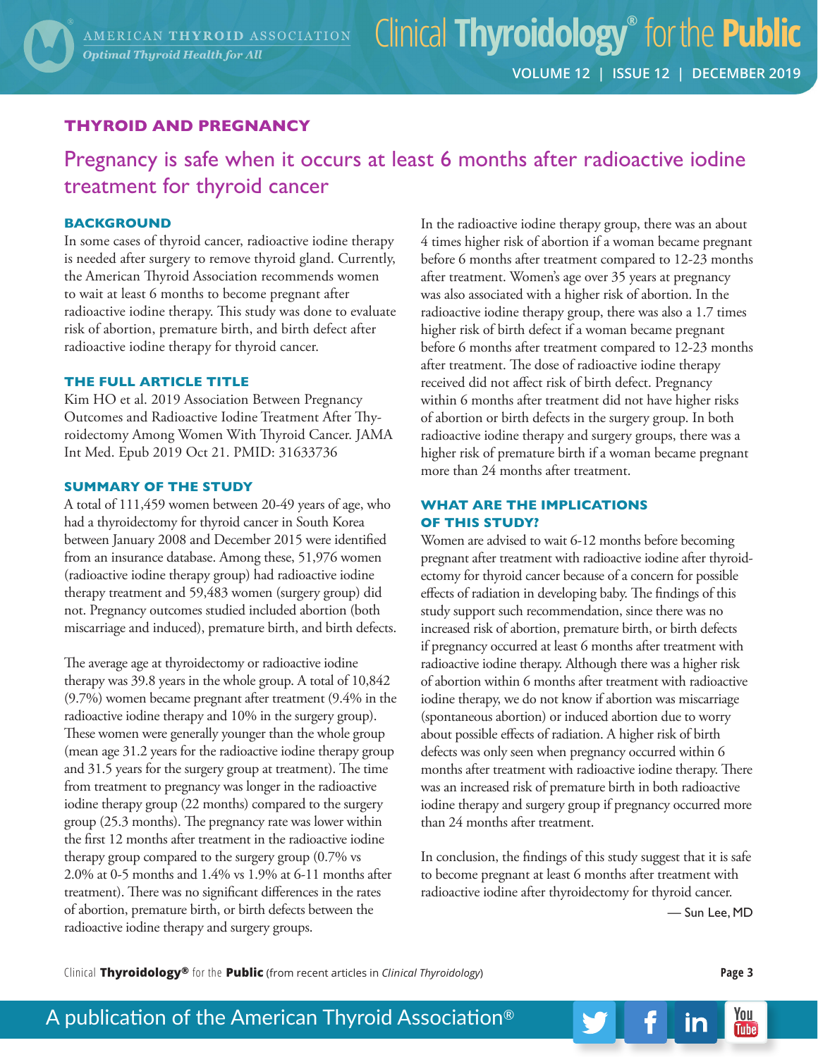## THYROID AND PREGNANCY

# Pregnancy is safe when it occurs at least 6 months after radioactive iodine treatment for thyroid cancer

### BACKGROUND

In some cases of thyroid cancer, radioactive iodine therapy is needed after surgery to remove thyroid gland. Currently, the American Thyroid Association recommends women to wait at least 6 months to become pregnant after radioactive iodine therapy. This study was done to evaluate risk of abortion, premature birth, and birth defect after radioactive iodine therapy for thyroid cancer.

### THE FULL ARTICLE TITLE

Kim HO et al. 2019 Association Between Pregnancy Outcomes and Radioactive Iodine Treatment After Thyroidectomy Among Women With Thyroid Cancer. JAMA Int Med. Epub 2019 Oct 21. PMID: 31633736

### SUMMARY OF THE STUDY

A total of 111,459 women between 20-49 years of age, who had a thyroidectomy for thyroid cancer in South Korea between January 2008 and December 2015 were identified from an insurance database. Among these, 51,976 women (radioactive iodine therapy group) had radioactive iodine therapy treatment and 59,483 women (surgery group) did not. Pregnancy outcomes studied included abortion (both miscarriage and induced), premature birth, and birth defects.

The average age at thyroidectomy or radioactive iodine therapy was 39.8 years in the whole group. A total of 10,842 (9.7%) women became pregnant after treatment (9.4% in the radioactive iodine therapy and 10% in the surgery group). These women were generally younger than the whole group (mean age 31.2 years for the radioactive iodine therapy group and 31.5 years for the surgery group at treatment). The time from treatment to pregnancy was longer in the radioactive iodine therapy group (22 months) compared to the surgery group (25.3 months). The pregnancy rate was lower within the first 12 months after treatment in the radioactive iodine therapy group compared to the surgery group (0.7% vs 2.0% at 0-5 months and 1.4% vs 1.9% at 6-11 months after treatment). There was no significant differences in the rates of abortion, premature birth, or birth defects between the radioactive iodine therapy and surgery groups.

In the radioactive iodine therapy group, there was an about 4 times higher risk of abortion if a woman became pregnant before 6 months after treatment compared to 12-23 months after treatment. Women's age over 35 years at pregnancy was also associated with a higher risk of abortion. In the radioactive iodine therapy group, there was also a 1.7 times higher risk of birth defect if a woman became pregnant before 6 months after treatment compared to 12-23 months after treatment. The dose of radioactive iodine therapy received did not affect risk of birth defect. Pregnancy within 6 months after treatment did not have higher risks of abortion or birth defects in the surgery group. In both radioactive iodine therapy and surgery groups, there was a higher risk of premature birth if a woman became pregnant more than 24 months after treatment.

### WHAT ARE THE IMPLICATIONS OF THIS STUDY?

Women are advised to wait 6-12 months before becoming pregnant after treatment with radioactive iodine after thyroidectomy for thyroid cancer because of a concern for possible effects of radiation in developing baby. The findings of this study support such recommendation, since there was no increased risk of abortion, premature birth, or birth defects if pregnancy occurred at least 6 months after treatment with radioactive iodine therapy. Although there was a higher risk of abortion within 6 months after treatment with radioactive iodine therapy, we do not know if abortion was miscarriage (spontaneous abortion) or induced abortion due to worry about possible effects of radiation. A higher risk of birth defects was only seen when pregnancy occurred within 6 months after treatment with radioactive iodine therapy. There was an increased risk of premature birth in both radioactive iodine therapy and surgery group if pregnancy occurred more than 24 months after treatment.

In conclusion, the findings of this study suggest that it is safe to become pregnant at least 6 months after treatment with radioactive iodine after thyroidectomy for thyroid cancer.

— Sun Lee, MD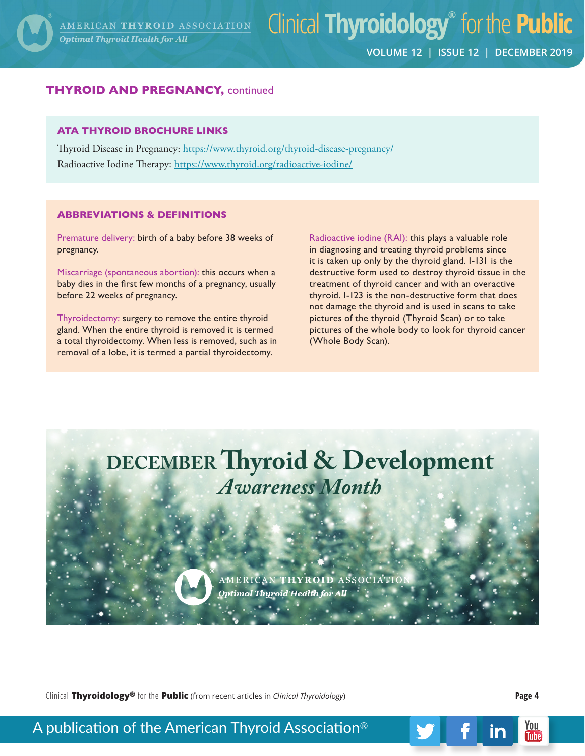## THYROID AND PREGNANCY, continued

### ATA THYROID BROCHURE LINKS

Thyroid Disease in Pregnancy: https://www.thyroid.org/thyroid-disease-pregnancy/

Radioactive Iodine Therapy: https://www.thyroid.org/radioactive-iodine/

### ABBREVIATIONS & DEFINITIONS

Premature delivery: birth of a baby before 38 weeks of pregnancy.

Miscarriage (spontaneous abortion): this occurs when a baby dies in the first few months of a pregnancy, usually before 22 weeks of pregnancy.

Thyroidectomy: surgery to remove the entire thyroid gland. When the entire thyroid is removed it is termed a total thyroidectomy. When less is removed, such as in removal of a lobe, it is termed a partial thyroidectomy.

Radioactive iodine (RAI): this plays a valuable role in diagnosing and treating thyroid problems since it is taken up only by the thyroid gland. I-131 is the destructive form used to destroy thyroid tissue in the treatment of thyroid cancer and with an overactive thyroid. I-123 is the non-destructive form that does not damage the thyroid and is used in scans to take pictures of the thyroid (Thyroid Scan) or to take pictures of the whole body to look for thyroid cancer (Whole Body Scan).

DECEMBER Thyroid & Development *Awareness Month*

AMERICAN THYROID ASSOCIATION
*Optimal Thyroid Health for All*